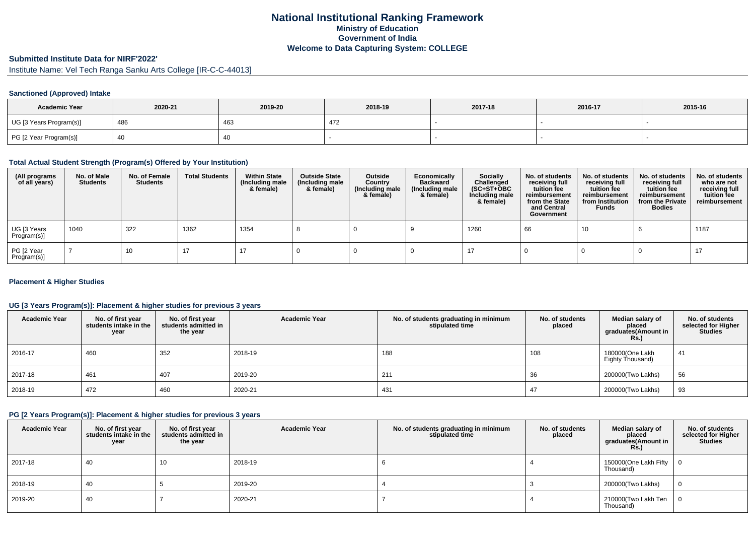# National Institutional Ranking Framework
## Ministry of Education
## Government of India
## Welcome to Data Capturing System: COLLEGE

### Submitted Institute Data for NIRF'2022'

Institute Name: Vel Tech Ranga Sanku Arts College [IR-C-C-44013]

#### Sanctioned (Approved) Intake

| Academic Year | 2020-21 | 2019-20 | 2018-19 | 2017-18 | 2016-17 | 2015-16 |
|---|---|---|---|---|---|---|
| UG [3 Years Program(s)] | 486 | 463 | 472 | - | - | - |
| PG [2 Year Program(s)] | 40 | 40 | - | - | - | - |

#### Total Actual Student Strength (Program(s) Offered by Your Institution)

| (All programs of all years) | No. of Male Students | No. of Female Students | Total Students | Within State (Including male & female) | Outside State (Including male & female) | Outside Country (Including male & female) | Economically Backward (Including male & female) | Socially Challenged (SC+ST+OBC Including male & female) | No. of students receiving full tuition fee reimbursement from the State and Central Government | No. of students receiving full tuition fee reimbursement from Institution Funds | No. of students receiving full tuition fee reimbursement from the Private Bodies | No. of students who are not receiving full tuition fee reimbursement |
|---|---|---|---|---|---|---|---|---|---|---|---|---|
| UG [3 Years Program(s)] | 1040 | 322 | 1362 | 1354 | 8 | 0 | 9 | 1260 | 66 | 10 | 6 | 1187 |
| PG [2 Year Program(s)] | 7 | 10 | 17 | 17 | 0 | 0 | 0 | 17 | 0 | 0 | 0 | 17 |

#### Placement & Higher Studies

#### UG [3 Years Program(s)]: Placement & higher studies for previous 3 years

| Academic Year | No. of first year students intake in the year | No. of first year students admitted in the year | Academic Year | No. of students graduating in minimum stipulated time | No. of students placed | Median salary of placed graduates(Amount in Rs.) | No. of students selected for Higher Studies |
|---|---|---|---|---|---|---|---|
| 2016-17 | 460 | 352 | 2018-19 | 188 | 108 | 180000(One Lakh Eighty Thousand) | 41 |
| 2017-18 | 461 | 407 | 2019-20 | 211 | 36 | 200000(Two Lakhs) | 56 |
| 2018-19 | 472 | 460 | 2020-21 | 431 | 47 | 200000(Two Lakhs) | 93 |

#### PG [2 Years Program(s)]: Placement & higher studies for previous 3 years

| Academic Year | No. of first year students intake in the year | No. of first year students admitted in the year | Academic Year | No. of students graduating in minimum stipulated time | No. of students placed | Median salary of placed graduates(Amount in Rs.) | No. of students selected for Higher Studies |
|---|---|---|---|---|---|---|---|
| 2017-18 | 40 | 10 | 2018-19 | 6 | 4 | 150000(One Lakh Fifty Thousand) | 0 |
| 2018-19 | 40 | 5 | 2019-20 | 4 | 3 | 200000(Two Lakhs) | 0 |
| 2019-20 | 40 | 7 | 2020-21 | 7 | 4 | 210000(Two Lakh Ten Thousand) | 0 |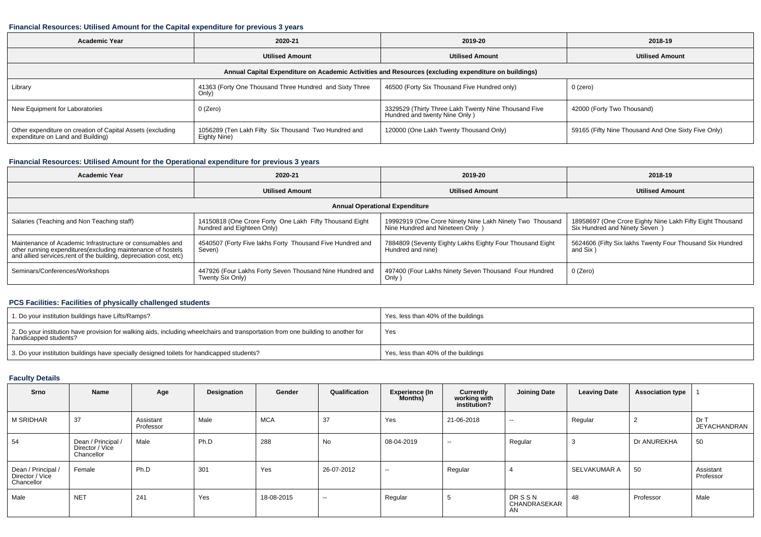### Financial Resources: Utilised Amount for the Capital expenditure for previous 3 years

| Academic Year | 2020-21 | 2019-20 | 2018-19 |
|---|---|---|---|
| | Utilised Amount | Utilised Amount | Utilised Amount |
| Annual Capital Expenditure on Academic Activities and Resources (excluding expenditure on buildings) | | | |
| Library | 41363 (Forty One Thousand Three Hundred and Sixty Three Only) | 46500 (Forty Six Thousand Five Hundred only) | 0 (zero) |
| New Equipment for Laboratories | 0 (Zero) | 3329529 (Thirty Three Lakh Twenty Nine Thousand Five Hundred and twenty Nine Only ) | 42000 (Forty Two Thousand) |
| Other expenditure on creation of Capital Assets (excluding expenditure on Land and Building) | 1056289 (Ten Lakh Fifty Six Thousand Two Hundred and Eighty Nine) | 120000 (One Lakh Twenty Thousand Only) | 59165 (Fifty Nine Thousand And One Sixty Five Only) |

### Financial Resources: Utilised Amount for the Operational expenditure for previous 3 years

| Academic Year | 2020-21 | 2019-20 | 2018-19 |
|---|---|---|---|
| | Utilised Amount | Utilised Amount | Utilised Amount |
| Annual Operational Expenditure | | | |
| Salaries (Teaching and Non Teaching staff) | 14150818 (One Crore Forty One Lakh Fifty Thousand Eight hundred and Eighteen Only) | 19992919 (One Crore Ninety Nine Lakh Ninety Two Thousand Nine Hundred and Nineteen Only ) | 18958697 (One Crore Eighty Nine Lakh Fifty Eight Thousand Six Hundred and Ninety Seven ) |
| Maintenance of Academic Infrastructure or consumables and other running expenditures(excluding maintenance of hostels and allied services,rent of the building, depreciation cost, etc) | 4540507 (Forty Five lakhs Forty Thousand Five Hundred and Seven) | 7884809 (Seventy Eighty Lakhs Eighty Four Thousand Eight Hundred and nine) | 5624606 (Fifty Six lakhs Twenty Four Thousand Six Hundred and Six ) |
| Seminars/Conferences/Workshops | 447926 (Four Lakhs Forty Seven Thousand Nine Hundred and Twenty Six Only) | 497400 (Four Lakhs Ninety Seven Thousand Four Hundred Only ) | 0 (Zero) |

### PCS Facilities: Facilities of physically challenged students

| | |
|---|---|
| 1. Do your institution buildings have Lifts/Ramps? | Yes, less than 40% of the buildings |
| 2. Do your institution have provision for walking aids, including wheelchairs and transportation from one building to another for handicapped students? | Yes |
| 3. Do your institution buildings have specially designed toilets for handicapped students? | Yes, less than 40% of the buildings |

### Faculty Details

| Srno | Name | Age | Designation | Gender | Qualification | Experience (In Months) | Currently working with institution? | Joining Date | Leaving Date | Association type | 1 |
|---|---|---|---|---|---|---|---|---|---|---|---|
| M SRIDHAR | 37 | Assistant Professor | Male | MCA | 37 | Yes | 21-06-2018 | -- | Regular | 2 | Dr T JEYACHANDRAN |
| 54 | Dean / Principal / Director / Vice Chancellor | Male | Ph.D | 288 | No | 08-04-2019 | -- | Regular | 3 | Dr ANUREKHA | 50 |
| Dean / Principal / Director / Vice Chancellor | Female | Ph.D | 301 | Yes | 26-07-2012 | -- | Regular | 4 | SELVAKUMAR A | 50 | Assistant Professor |
| Male | NET | 241 | Yes | 18-08-2015 | -- | Regular | 5 | DR S S N CHANDRASEKAR AN | 48 | Professor | Male |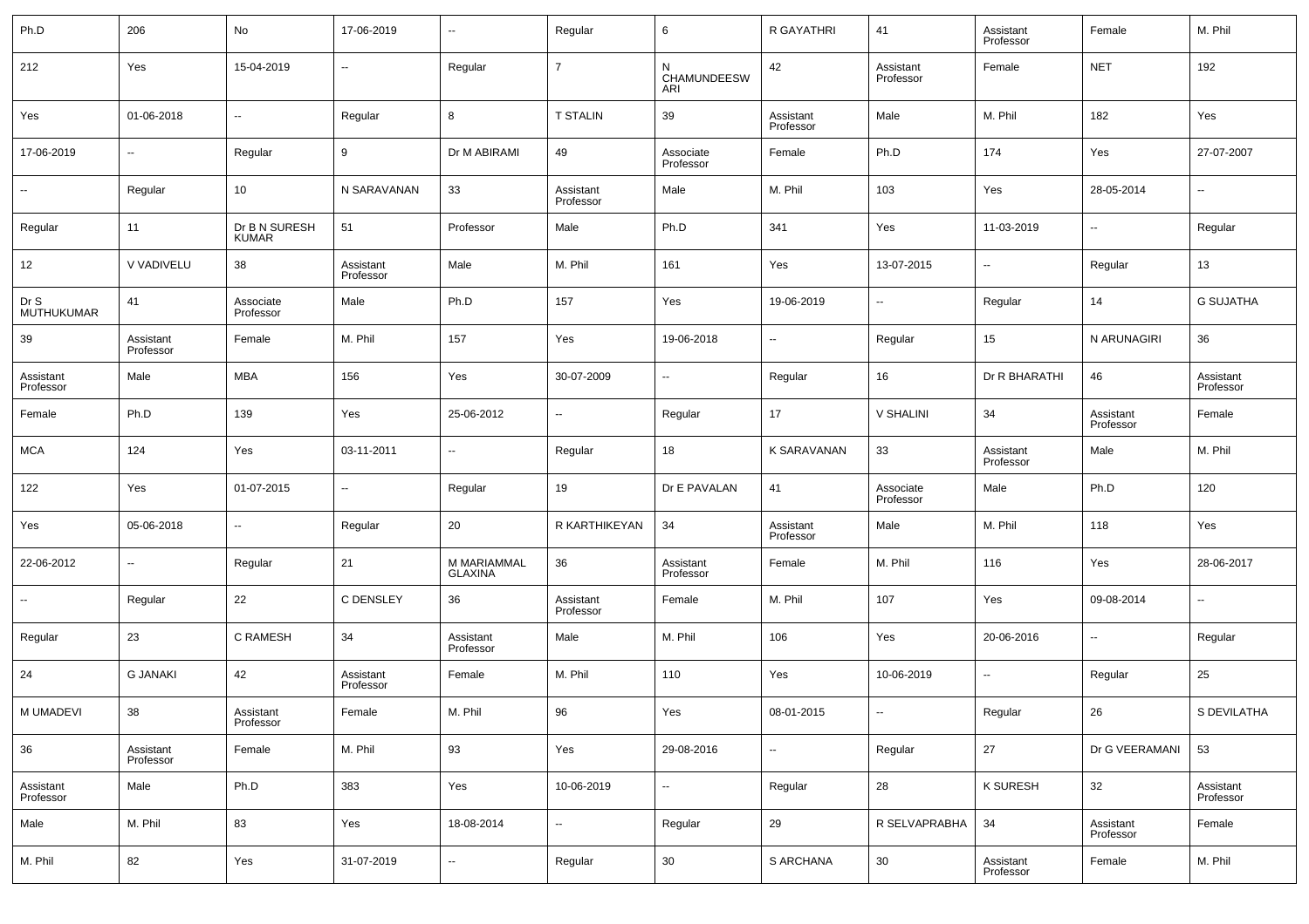| Ph.D | 206 | No | 17-06-2019 | -- | Regular | 6 | R GAYATHRI | 41 | Assistant Professor | Female | M. Phil |
|---|---|---|---|---|---|---|---|---|---|---|---|
| 212 | Yes | 15-04-2019 | -- | Regular | 7 | N CHAMUNDEESWARI | 42 | Assistant Professor | Female | NET | 192 |
| Yes | 01-06-2018 | -- | Regular | 8 | T STALIN | 39 | Assistant Professor | Male | M. Phil | 182 | Yes |
| 17-06-2019 | -- | Regular | 9 | Dr M ABIRAMI | 49 | Associate Professor | Female | Ph.D | 174 | Yes | 27-07-2007 |
| -- | Regular | 10 | N SARAVANAN | 33 | Assistant Professor | Male | M. Phil | 103 | Yes | 28-05-2014 | -- |
| Regular | 11 | Dr B N SURESH KUMAR | 51 | Professor | Male | Ph.D | 341 | Yes | 11-03-2019 | -- | Regular |
| 12 | V VADIVELU | 38 | Assistant Professor | Male | M. Phil | 161 | Yes | 13-07-2015 | -- | Regular | 13 |
| Dr S MUTHUKUMAR | 41 | Associate Professor | Male | Ph.D | 157 | Yes | 19-06-2019 | -- | Regular | 14 | G SUJATHA |
| 39 | Assistant Professor | Female | M. Phil | 157 | Yes | 19-06-2018 | -- | Regular | 15 | N ARUNAGIRI | 36 |
| Assistant Professor | Male | MBA | 156 | Yes | 30-07-2009 | -- | Regular | 16 | Dr R BHARATHI | 46 | Assistant Professor |
| Female | Ph.D | 139 | Yes | 25-06-2012 | -- | Regular | 17 | V SHALINI | 34 | Assistant Professor | Female |
| MCA | 124 | Yes | 03-11-2011 | -- | Regular | 18 | K SARAVANAN | 33 | Assistant Professor | Male | M. Phil |
| 122 | Yes | 01-07-2015 | -- | Regular | 19 | Dr E PAVALAN | 41 | Associate Professor | Male | Ph.D | 120 |
| Yes | 05-06-2018 | -- | Regular | 20 | R KARTHIKEYAN | 34 | Assistant Professor | Male | M. Phil | 118 | Yes |
| 22-06-2012 | -- | Regular | 21 | M MARIAMMAL GLAXINA | 36 | Assistant Professor | Female | M. Phil | 116 | Yes | 28-06-2017 |
| -- | Regular | 22 | C DENSLEY | 36 | Assistant Professor | Female | M. Phil | 107 | Yes | 09-08-2014 | -- |
| Regular | 23 | C RAMESH | 34 | Assistant Professor | Male | M. Phil | 106 | Yes | 20-06-2016 | -- | Regular |
| 24 | G JANAKI | 42 | Assistant Professor | Female | M. Phil | 110 | Yes | 10-06-2019 | -- | Regular | 25 |
| M UMADEVI | 38 | Assistant Professor | Female | M. Phil | 96 | Yes | 08-01-2015 | -- | Regular | 26 | S DEVILATHA |
| 36 | Assistant Professor | Female | M. Phil | 93 | Yes | 29-08-2016 | -- | Regular | 27 | Dr G VEERAMANI | 53 |
| Assistant Professor | Male | Ph.D | 383 | Yes | 10-06-2019 | -- | Regular | 28 | K SURESH | 32 | Assistant Professor |
| Male | M. Phil | 83 | Yes | 18-08-2014 | -- | Regular | 29 | R SELVAPRABHA | 34 | Assistant Professor | Female |
| M. Phil | 82 | Yes | 31-07-2019 | -- | Regular | 30 | S ARCHANA | 30 | Assistant Professor | Female | M. Phil |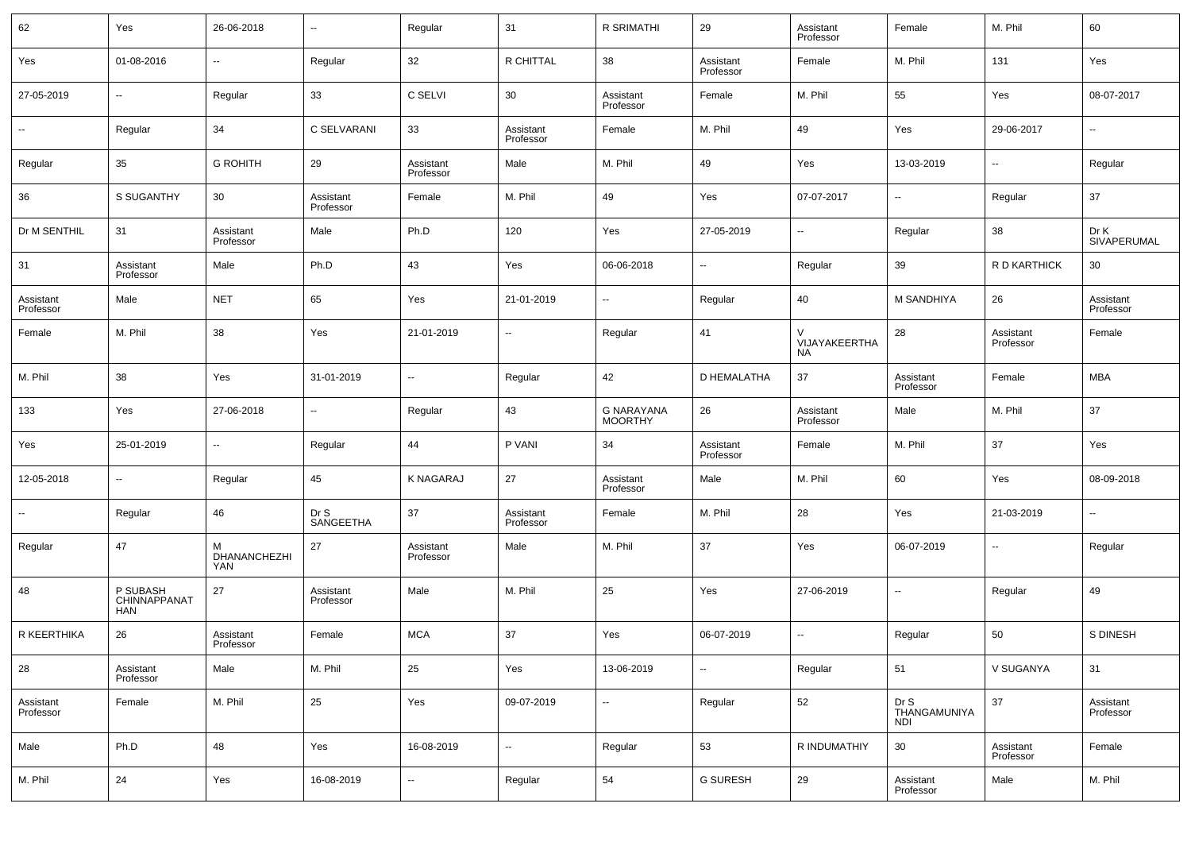| 62 | Yes | 26-06-2018 | -- | Regular | 31 | R SRIMATHI | 29 | Assistant Professor | Female | M. Phil | 60 |
|---|---|---|---|---|---|---|---|---|---|---|---|
| Yes | 01-08-2016 | -- | Regular | 32 | R CHITTAL | 38 | Assistant Professor | Female | M. Phil | 131 | Yes |
| 27-05-2019 | -- | Regular | 33 | C SELVI | 30 | Assistant Professor | Female | M. Phil | 55 | Yes | 08-07-2017 |
| -- | Regular | 34 | C SELVARANI | 33 | Assistant Professor | Female | M. Phil | 49 | Yes | 29-06-2017 | -- |
| Regular | 35 | G ROHITH | 29 | Assistant Professor | Male | M. Phil | 49 | Yes | 13-03-2019 | -- | Regular |
| 36 | S SUGANTHY | 30 | Assistant Professor | Female | M. Phil | 49 | Yes | 07-07-2017 | -- | Regular | 37 |
| Dr M SENTHIL | 31 | Assistant Professor | Male | Ph.D | 120 | Yes | 27-05-2019 | -- | Regular | 38 | Dr K SIVAPERUMAL |
| 31 | Assistant Professor | Male | Ph.D | 43 | Yes | 06-06-2018 | -- | Regular | 39 | R D KARTHICK | 30 |
| Assistant Professor | Male | NET | 65 | Yes | 21-01-2019 | -- | Regular | 40 | M SANDHIYA | 26 | Assistant Professor |
| Female | M. Phil | 38 | Yes | 21-01-2019 | -- | Regular | 41 | V VIJAYAKEERTHANA | 28 | Assistant Professor | Female |
| M. Phil | 38 | Yes | 31-01-2019 | -- | Regular | 42 | D HEMALATHA | 37 | Assistant Professor | Female | MBA |
| 133 | Yes | 27-06-2018 | -- | Regular | 43 | G NARAYANA MOORTHY | 26 | Assistant Professor | Male | M. Phil | 37 |
| Yes | 25-01-2019 | -- | Regular | 44 | P VANI | 34 | Assistant Professor | Female | M. Phil | 37 | Yes |
| 12-05-2018 | -- | Regular | 45 | K NAGARAJ | 27 | Assistant Professor | Male | M. Phil | 60 | Yes | 08-09-2018 |
| -- | Regular | 46 | Dr S SANGEETHA | 37 | Assistant Professor | Female | M. Phil | 28 | Yes | 21-03-2019 | -- |
| Regular | 47 | M DHANANCHEZHIYAN | 27 | Assistant Professor | Male | M. Phil | 37 | Yes | 06-07-2019 | -- | Regular |
| 48 | P SUBASH CHINNAPPANATHAN | 27 | Assistant Professor | Male | M. Phil | 25 | Yes | 27-06-2019 | -- | Regular | 49 |
| R KEERTHIKA | 26 | Assistant Professor | Female | MCA | 37 | Yes | 06-07-2019 | -- | Regular | 50 | S DINESH |
| 28 | Assistant Professor | Male | M. Phil | 25 | Yes | 13-06-2019 | -- | Regular | 51 | V SUGANYA | 31 |
| Assistant Professor | Female | M. Phil | 25 | Yes | 09-07-2019 | -- | Regular | 52 | Dr S THANGAMUNIYANDI | 37 | Assistant Professor |
| Male | Ph.D | 48 | Yes | 16-08-2019 | -- | Regular | 53 | R INDUMATHIY | 30 | Assistant Professor | Female |
| M. Phil | 24 | Yes | 16-08-2019 | -- | Regular | 54 | G SURESH | 29 | Assistant Professor | Male | M. Phil |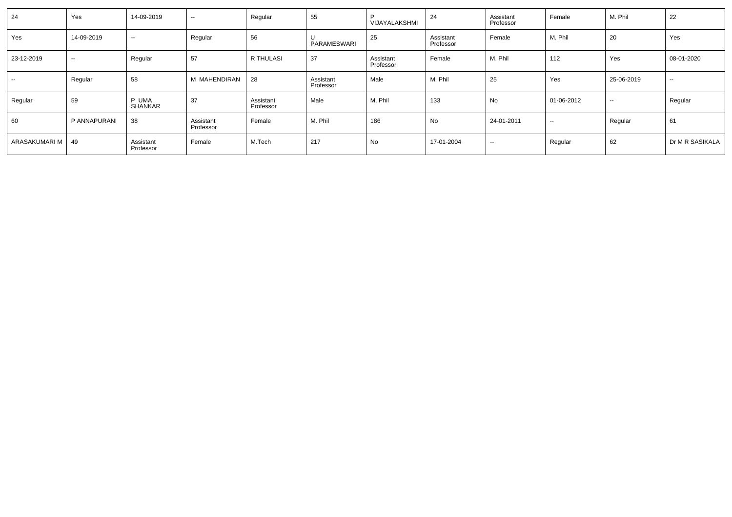| | | | | | | | | | | | |
|---|---|---|---|---|---|---|---|---|---|---|---|
| 24 | Yes | 14-09-2019 | -- | Regular | 55 | P VIJAYALAKSHMI | 24 | Assistant Professor | Female | M. Phil | 22 |
| Yes | 14-09-2019 | -- | Regular | 56 | U PARAMESWARI | 25 | Assistant Professor | Female | M. Phil | 20 | Yes |
| 23-12-2019 | -- | Regular | 57 | R THULASI | 37 | Assistant Professor | Female | M. Phil | 112 | Yes | 08-01-2020 |
| -- | Regular | 58 | M MAHENDIRAN | 28 | Assistant Professor | Male | M. Phil | 25 | Yes | 25-06-2019 | -- |
| Regular | 59 | P UMA SHANKAR | 37 | Assistant Professor | Male | M. Phil | 133 | No | 01-06-2012 | -- | Regular |
| 60 | P ANNAPURANI | 38 | Assistant Professor | Female | M. Phil | 186 | No | 24-01-2011 | -- | Regular | 61 |
| ARASAKUMARI M | 49 | Assistant Professor | Female | M.Tech | 217 | No | 17-01-2004 | -- | Regular | 62 | Dr M R SASIKALA |